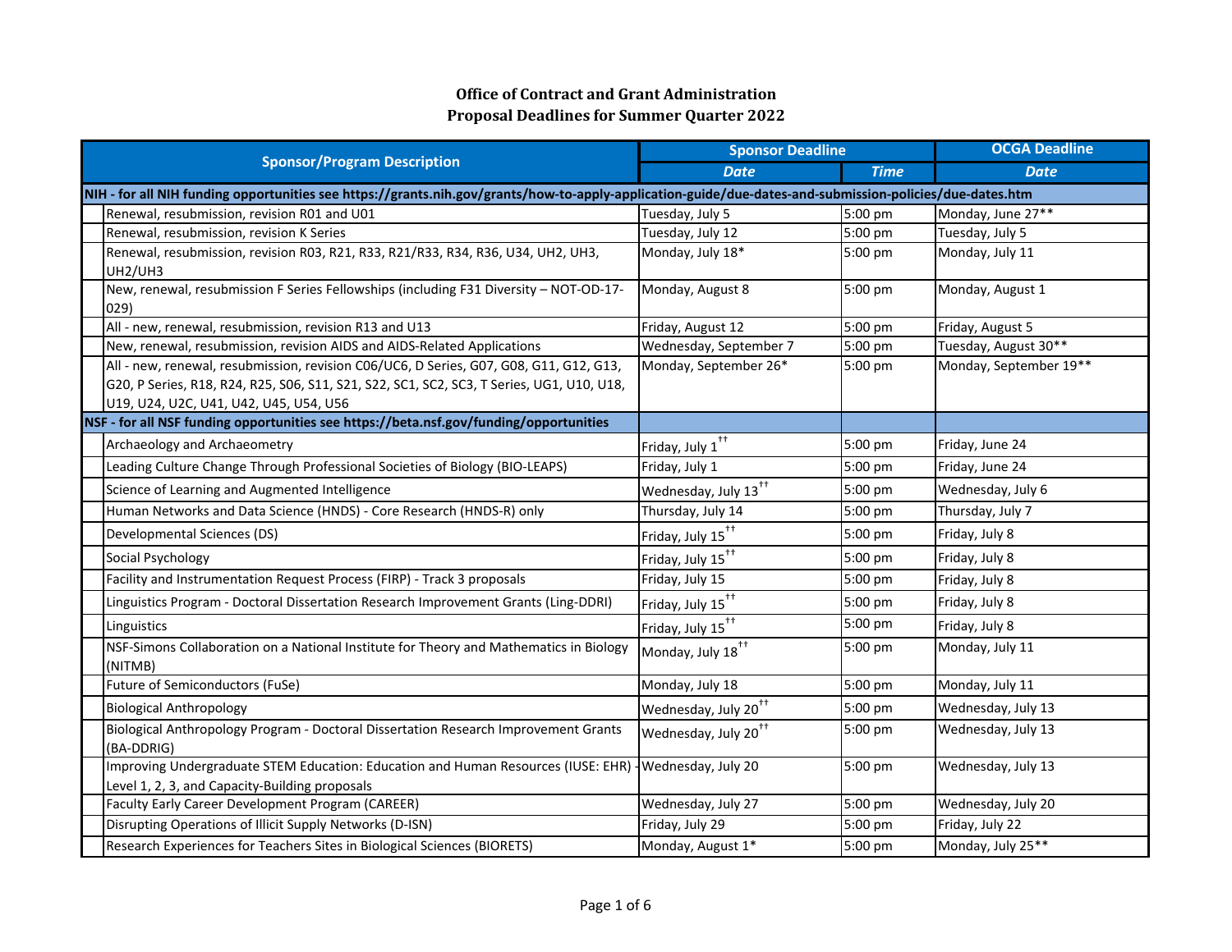# Office of Contract and Grant Administration
## Proposal Deadlines for Summer Quarter 2022

| Sponsor/Program Description | | Sponsor Deadline | | OCGA Deadline |
|---|---|---|---|---|
| | | *Date* | *Time* | *Date* |
| **NIH - for all NIH funding opportunities see https://grants.nih.gov/grants/how-to-apply-application-guide/due-dates-and-submission-policies/due-dates.htm** | | | | |
| | Renewal, resubmission, revision R01 and U01 | Tuesday, July 5 | 5:00 pm | Monday, June 27** |
| | Renewal, resubmission, revision K Series | Tuesday, July 12 | 5:00 pm | Tuesday, July 5 |
| | Renewal, resubmission, revision R03, R21, R33, R21/R33, R34, R36, U34, UH2, UH3, UH2/UH3 | Monday, July 18* | 5:00 pm | Monday, July 11 |
| | New, renewal, resubmission F Series Fellowships (including F31 Diversity – NOT-OD-17-029) | Monday, August 8 | 5:00 pm | Monday, August 1 |
| | All - new, renewal, resubmission, revision R13 and U13 | Friday, August 12 | 5:00 pm | Friday, August 5 |
| | New, renewal, resubmission, revision AIDS and AIDS-Related Applications | Wednesday, September 7 | 5:00 pm | Tuesday, August 30** |
| | All - new, renewal, resubmission, revision C06/UC6, D Series, G07, G08, G11, G12, G13, G20, P Series, R18, R24, R25, S06, S11, S21, S22, SC1, SC2, SC3, T Series, UG1, U10, U18, U19, U24, U2C, U41, U42, U45, U54, U56 | Monday, September 26* | 5:00 pm | Monday, September 19** |
| **NSF - for all NSF funding opportunities see https://beta.nsf.gov/funding/opportunities** | | | | |
| | Archaeology and Archaeometry | Friday, July 1†† | 5:00 pm | Friday, June 24 |
| | Leading Culture Change Through Professional Societies of Biology (BIO-LEAPS) | Friday, July 1 | 5:00 pm | Friday, June 24 |
| | Science of Learning and Augmented Intelligence | Wednesday, July 13†† | 5:00 pm | Wednesday, July 6 |
| | Human Networks and Data Science (HNDS) - Core Research (HNDS-R) only | Thursday, July 14 | 5:00 pm | Thursday, July 7 |
| | Developmental Sciences (DS) | Friday, July 15†† | 5:00 pm | Friday, July 8 |
| | Social Psychology | Friday, July 15†† | 5:00 pm | Friday, July 8 |
| | Facility and Instrumentation Request Process (FIRP) - Track 3 proposals | Friday, July 15 | 5:00 pm | Friday, July 8 |
| | Linguistics Program - Doctoral Dissertation Research Improvement Grants (Ling-DDRI) | Friday, July 15†† | 5:00 pm | Friday, July 8 |
| | Linguistics | Friday, July 15†† | 5:00 pm | Friday, July 8 |
| | NSF-Simons Collaboration on a National Institute for Theory and Mathematics in Biology (NITMB) | Monday, July 18†† | 5:00 pm | Monday, July 11 |
| | Future of Semiconductors (FuSe) | Monday, July 18 | 5:00 pm | Monday, July 11 |
| | Biological Anthropology | Wednesday, July 20†† | 5:00 pm | Wednesday, July 13 |
| | Biological Anthropology Program - Doctoral Dissertation Research Improvement Grants (BA-DDRIG) | Wednesday, July 20†† | 5:00 pm | Wednesday, July 13 |
| | Improving Undergraduate STEM Education: Education and Human Resources (IUSE: EHR) - Level 1, 2, 3, and Capacity-Building proposals | Wednesday, July 20 | 5:00 pm | Wednesday, July 13 |
| | Faculty Early Career Development Program (CAREER) | Wednesday, July 27 | 5:00 pm | Wednesday, July 20 |
| | Disrupting Operations of Illicit Supply Networks (D-ISN) | Friday, July 29 | 5:00 pm | Friday, July 22 |
| | Research Experiences for Teachers Sites in Biological Sciences (BIORETS) | Monday, August 1* | 5:00 pm | Monday, July 25** |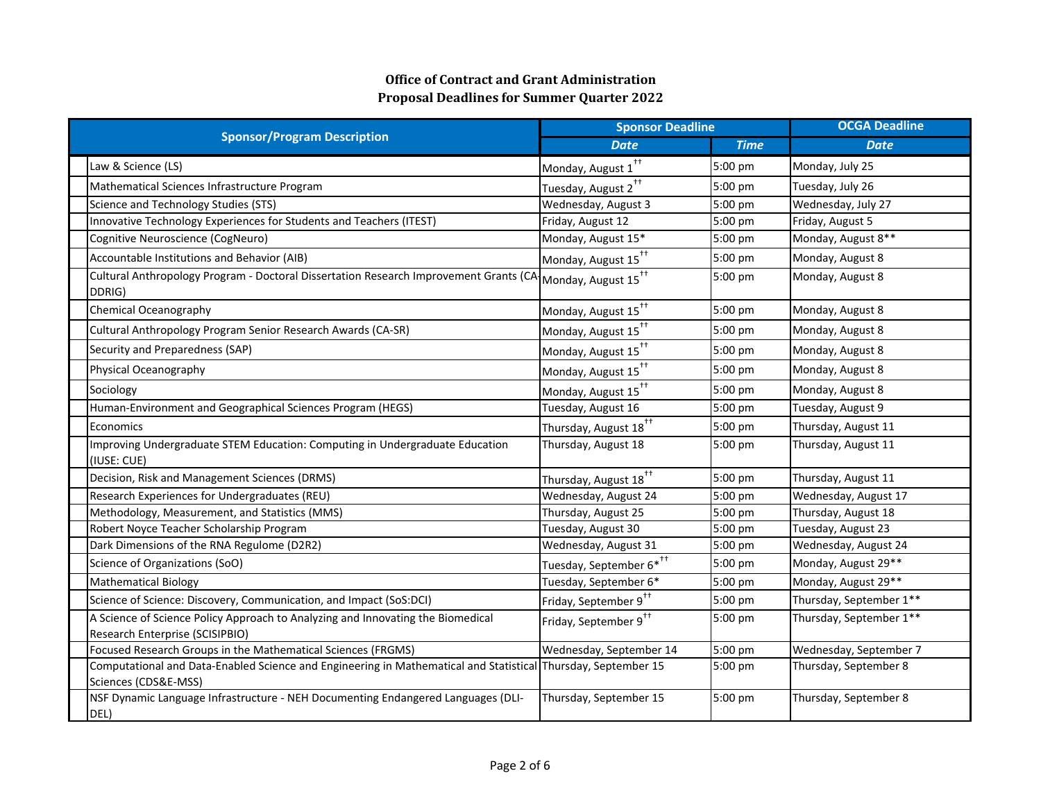**Office of Contract and Grant Administration**
**Proposal Deadlines for Summer Quarter 2022**

| Sponsor/Program Description | Sponsor Deadline | | OCGA Deadline |
|---|---|---|---|
| | Date | Time | Date |
| Law & Science (LS) | Monday, August 1 †† | 5:00 pm | Monday, July 25 |
| Mathematical Sciences Infrastructure Program | Tuesday, August 2 †† | 5:00 pm | Tuesday, July 26 |
| Science and Technology Studies (STS) | Wednesday, August 3 | 5:00 pm | Wednesday, July 27 |
| Innovative Technology Experiences for Students and Teachers (ITEST) | Friday, August 12 | 5:00 pm | Friday, August 5 |
| Cognitive Neuroscience (CogNeuro) | Monday, August 15* | 5:00 pm | Monday, August 8** |
| Accountable Institutions and Behavior (AIB) | Monday, August 15 †† | 5:00 pm | Monday, August 8 |
| Cultural Anthropology Program - Doctoral Dissertation Research Improvement Grants (CA-DDRIG) | Monday, August 15 †† | 5:00 pm | Monday, August 8 |
| Chemical Oceanography | Monday, August 15 †† | 5:00 pm | Monday, August 8 |
| Cultural Anthropology Program Senior Research Awards (CA-SR) | Monday, August 15 †† | 5:00 pm | Monday, August 8 |
| Security and Preparedness (SAP) | Monday, August 15 †† | 5:00 pm | Monday, August 8 |
| Physical Oceanography | Monday, August 15 †† | 5:00 pm | Monday, August 8 |
| Sociology | Monday, August 15 †† | 5:00 pm | Monday, August 8 |
| Human-Environment and Geographical Sciences Program (HEGS) | Tuesday, August 16 | 5:00 pm | Tuesday, August 9 |
| Economics | Thursday, August 18 †† | 5:00 pm | Thursday, August 11 |
| Improving Undergraduate STEM Education: Computing in Undergraduate Education (IUSE: CUE) | Thursday, August 18 | 5:00 pm | Thursday, August 11 |
| Decision, Risk and Management Sciences (DRMS) | Thursday, August 18 †† | 5:00 pm | Thursday, August 11 |
| Research Experiences for Undergraduates (REU) | Wednesday, August 24 | 5:00 pm | Wednesday, August 17 |
| Methodology, Measurement, and Statistics (MMS) | Thursday, August 25 | 5:00 pm | Thursday, August 18 |
| Robert Noyce Teacher Scholarship Program | Tuesday, August 30 | 5:00 pm | Tuesday, August 23 |
| Dark Dimensions of the RNA Regulome (D2R2) | Wednesday, August 31 | 5:00 pm | Wednesday, August 24 |
| Science of Organizations (SoO) | Tuesday, September 6* †† | 5:00 pm | Monday, August 29** |
| Mathematical Biology | Tuesday, September 6* | 5:00 pm | Monday, August 29** |
| Science of Science: Discovery, Communication, and Impact (SoS:DCI) | Friday, September 9 †† | 5:00 pm | Thursday, September 1** |
| A Science of Science Policy Approach to Analyzing and Innovating the Biomedical Research Enterprise (SCISIPBIO) | Friday, September 9 †† | 5:00 pm | Thursday, September 1** |
| Focused Research Groups in the Mathematical Sciences (FRGMS) | Wednesday, September 14 | 5:00 pm | Wednesday, September 7 |
| Computational and Data-Enabled Science and Engineering in Mathematical and Statistical Sciences (CDS&E-MSS) | Thursday, September 15 | 5:00 pm | Thursday, September 8 |
| NSF Dynamic Language Infrastructure - NEH Documenting Endangered Languages (DLI-DEL) | Thursday, September 15 | 5:00 pm | Thursday, September 8 |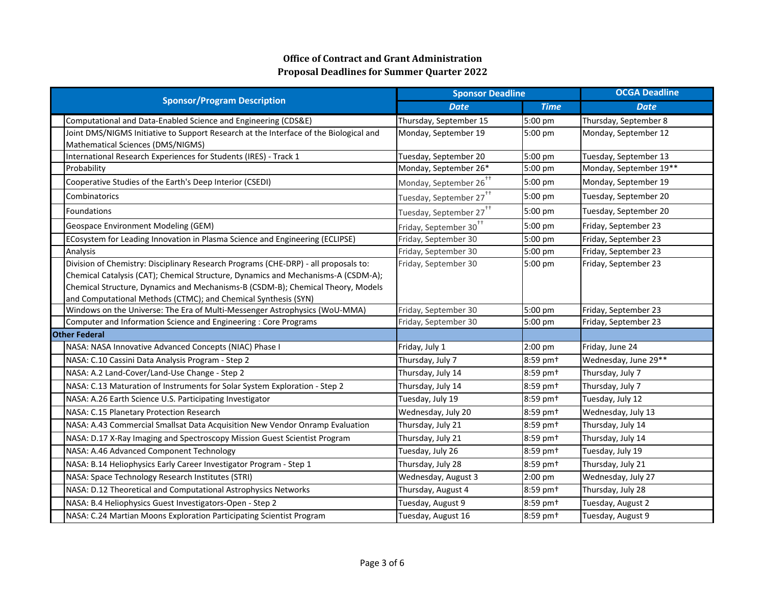# Office of Contract and Grant Administration
## Proposal Deadlines for Summer Quarter 2022

| Sponsor/Program Description | | Sponsor Deadline | | OCGA Deadline |
|---|---|---|---|---|
| | | Date | Time | Date |
| | Computational and Data-Enabled Science and Engineering (CDS&E) | Thursday, September 15 | 5:00 pm | Thursday, September 8 |
| | Joint DMS/NIGMS Initiative to Support Research at the Interface of the Biological and Mathematical Sciences (DMS/NIGMS) | Monday, September 19 | 5:00 pm | Monday, September 12 |
| | International Research Experiences for Students (IRES) - Track 1 | Tuesday, September 20 | 5:00 pm | Tuesday, September 13 |
| | Probability | Monday, September 26* | 5:00 pm | Monday, September 19** |
| | Cooperative Studies of the Earth's Deep Interior (CSEDI) | Monday, September 26[††] | 5:00 pm | Monday, September 19 |
| | Combinatorics | Tuesday, September 27[††] | 5:00 pm | Tuesday, September 20 |
| | Foundations | Tuesday, September 27[††] | 5:00 pm | Tuesday, September 20 |
| | Geospace Environment Modeling (GEM) | Friday, September 30[††] | 5:00 pm | Friday, September 23 |
| | ECosystem for Leading Innovation in Plasma Science and Engineering (ECLIPSE) | Friday, September 30 | 5:00 pm | Friday, September 23 |
| | Analysis | Friday, September 30 | 5:00 pm | Friday, September 23 |
| | Division of Chemistry: Disciplinary Research Programs (CHE-DRP) - all proposals to: Chemical Catalysis (CAT); Chemical Structure, Dynamics and Mechanisms-A (CSDM-A); Chemical Structure, Dynamics and Mechanisms-B (CSDM-B); Chemical Theory, Models and Computational Methods (CTMC); and Chemical Synthesis (SYN) | Friday, September 30 | 5:00 pm | Friday, September 23 |
| | Windows on the Universe: The Era of Multi-Messenger Astrophysics (WoU-MMA) | Friday, September 30 | 5:00 pm | Friday, September 23 |
| | Computer and Information Science and Engineering : Core Programs | Friday, September 30 | 5:00 pm | Friday, September 23 |
| **Other Federal** | | | | |
| | NASA: NASA Innovative Advanced Concepts (NIAC) Phase I | Friday, July 1 | 2:00 pm | Friday, June 24 |
| | NASA: C.10 Cassini Data Analysis Program - Step 2 | Thursday, July 7 | 8:59 pm† | Wednesday, June 29** |
| | NASA: A.2 Land-Cover/Land-Use Change - Step 2 | Thursday, July 14 | 8:59 pm† | Thursday, July 7 |
| | NASA: C.13 Maturation of Instruments for Solar System Exploration - Step 2 | Thursday, July 14 | 8:59 pm† | Thursday, July 7 |
| | NASA: A.26 Earth Science U.S. Participating Investigator | Tuesday, July 19 | 8:59 pm† | Tuesday, July 12 |
| | NASA: C.15 Planetary Protection Research | Wednesday, July 20 | 8:59 pm† | Wednesday, July 13 |
| | NASA: A.43 Commercial Smallsat Data Acquisition New Vendor Onramp Evaluation | Thursday, July 21 | 8:59 pm† | Thursday, July 14 |
| | NASA: D.17 X-Ray Imaging and Spectroscopy Mission Guest Scientist Program | Thursday, July 21 | 8:59 pm† | Thursday, July 14 |
| | NASA: A.46 Advanced Component Technology | Tuesday, July 26 | 8:59 pm† | Tuesday, July 19 |
| | NASA: B.14 Heliophysics Early Career Investigator Program - Step 1 | Thursday, July 28 | 8:59 pm† | Thursday, July 21 |
| | NASA: Space Technology Research Institutes (STRI) | Wednesday, August 3 | 2:00 pm | Wednesday, July 27 |
| | NASA: D.12 Theoretical and Computational Astrophysics Networks | Thursday, August 4 | 8:59 pm† | Thursday, July 28 |
| | NASA: B.4 Heliophysics Guest Investigators-Open - Step 2 | Tuesday, August 9 | 8:59 pm† | Tuesday, August 2 |
| | NASA: C.24 Martian Moons Exploration Participating Scientist Program | Tuesday, August 16 | 8:59 pm† | Tuesday, August 9 |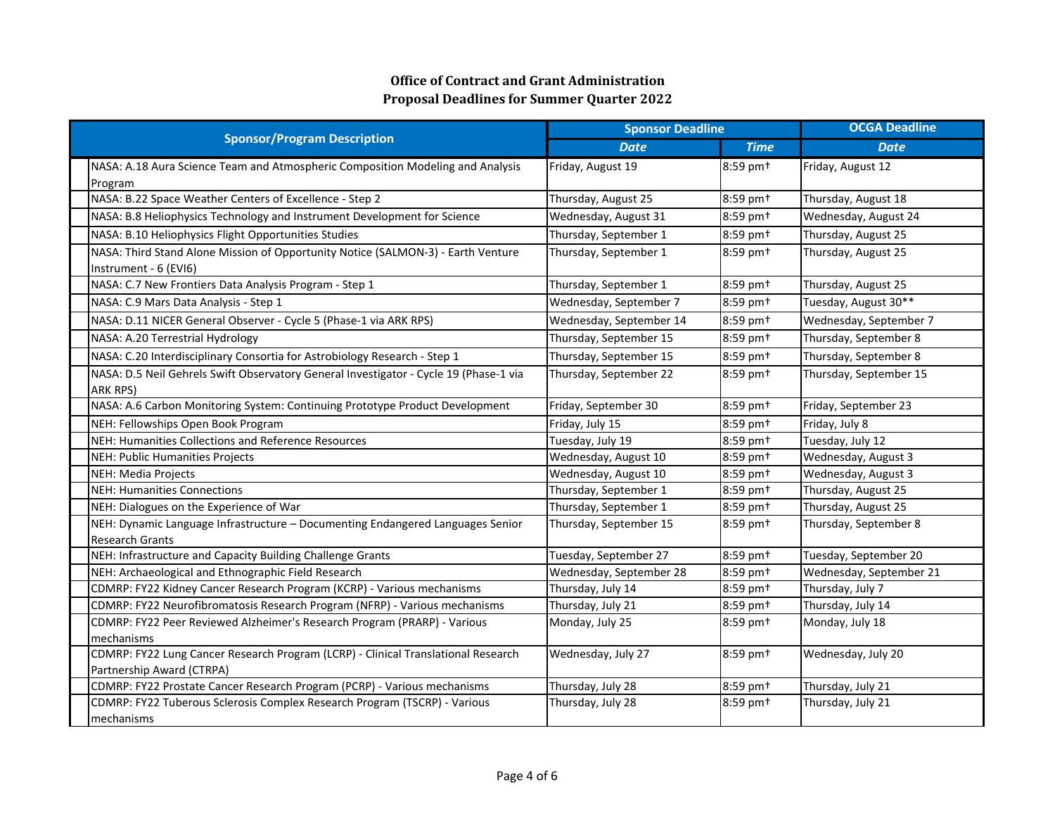**Office of Contract and Grant Administration**
**Proposal Deadlines for Summer Quarter 2022**

| Sponsor/Program Description | Sponsor Deadline | | OCGA Deadline |
|---|---|---|---|
| | *Date* | *Time* | *Date* |
| NASA: A.18 Aura Science Team and Atmospheric Composition Modeling and Analysis Program | Friday, August 19 | 8:59 pm† | Friday, August 12 |
| NASA: B.22 Space Weather Centers of Excellence - Step 2 | Thursday, August 25 | 8:59 pm† | Thursday, August 18 |
| NASA: B.8 Heliophysics Technology and Instrument Development for Science | Wednesday, August 31 | 8:59 pm† | Wednesday, August 24 |
| NASA: B.10 Heliophysics Flight Opportunities Studies | Thursday, September 1 | 8:59 pm† | Thursday, August 25 |
| NASA: Third Stand Alone Mission of Opportunity Notice (SALMON-3) - Earth Venture Instrument - 6 (EVI6) | Thursday, September 1 | 8:59 pm† | Thursday, August 25 |
| NASA: C.7 New Frontiers Data Analysis Program - Step 1 | Thursday, September 1 | 8:59 pm† | Thursday, August 25 |
| NASA: C.9 Mars Data Analysis - Step 1 | Wednesday, September 7 | 8:59 pm† | Tuesday, August 30** |
| NASA: D.11 NICER General Observer - Cycle 5 (Phase-1 via ARK RPS) | Wednesday, September 14 | 8:59 pm† | Wednesday, September 7 |
| NASA: A.20 Terrestrial Hydrology | Thursday, September 15 | 8:59 pm† | Thursday, September 8 |
| NASA: C.20 Interdisciplinary Consortia for Astrobiology Research - Step 1 | Thursday, September 15 | 8:59 pm† | Thursday, September 8 |
| NASA: D.5 Neil Gehrels Swift Observatory General Investigator - Cycle 19 (Phase-1 via ARK RPS) | Thursday, September 22 | 8:59 pm† | Thursday, September 15 |
| NASA: A.6 Carbon Monitoring System: Continuing Prototype Product Development | Friday, September 30 | 8:59 pm† | Friday, September 23 |
| NEH: Fellowships Open Book Program | Friday, July 15 | 8:59 pm† | Friday, July 8 |
| NEH: Humanities Collections and Reference Resources | Tuesday, July 19 | 8:59 pm† | Tuesday, July 12 |
| NEH: Public Humanities Projects | Wednesday, August 10 | 8:59 pm† | Wednesday, August 3 |
| NEH: Media Projects | Wednesday, August 10 | 8:59 pm† | Wednesday, August 3 |
| NEH: Humanities Connections | Thursday, September 1 | 8:59 pm† | Thursday, August 25 |
| NEH: Dialogues on the Experience of War | Thursday, September 1 | 8:59 pm† | Thursday, August 25 |
| NEH: Dynamic Language Infrastructure – Documenting Endangered Languages Senior Research Grants | Thursday, September 15 | 8:59 pm† | Thursday, September 8 |
| NEH: Infrastructure and Capacity Building Challenge Grants | Tuesday, September 27 | 8:59 pm† | Tuesday, September 20 |
| NEH: Archaeological and Ethnographic Field Research | Wednesday, September 28 | 8:59 pm† | Wednesday, September 21 |
| CDMRP: FY22 Kidney Cancer Research Program (KCRP) - Various mechanisms | Thursday, July 14 | 8:59 pm† | Thursday, July 7 |
| CDMRP: FY22 Neurofibromatosis Research Program (NFRP) - Various mechanisms | Thursday, July 21 | 8:59 pm† | Thursday, July 14 |
| CDMRP: FY22 Peer Reviewed Alzheimer's Research Program (PRARP) - Various mechanisms | Monday, July 25 | 8:59 pm† | Monday, July 18 |
| CDMRP: FY22 Lung Cancer Research Program (LCRP) - Clinical Translational Research Partnership Award (CTRPA) | Wednesday, July 27 | 8:59 pm† | Wednesday, July 20 |
| CDMRP: FY22 Prostate Cancer Research Program (PCRP) - Various mechanisms | Thursday, July 28 | 8:59 pm† | Thursday, July 21 |
| CDMRP: FY22 Tuberous Sclerosis Complex Research Program (TSCRP) - Various mechanisms | Thursday, July 28 | 8:59 pm† | Thursday, July 21 |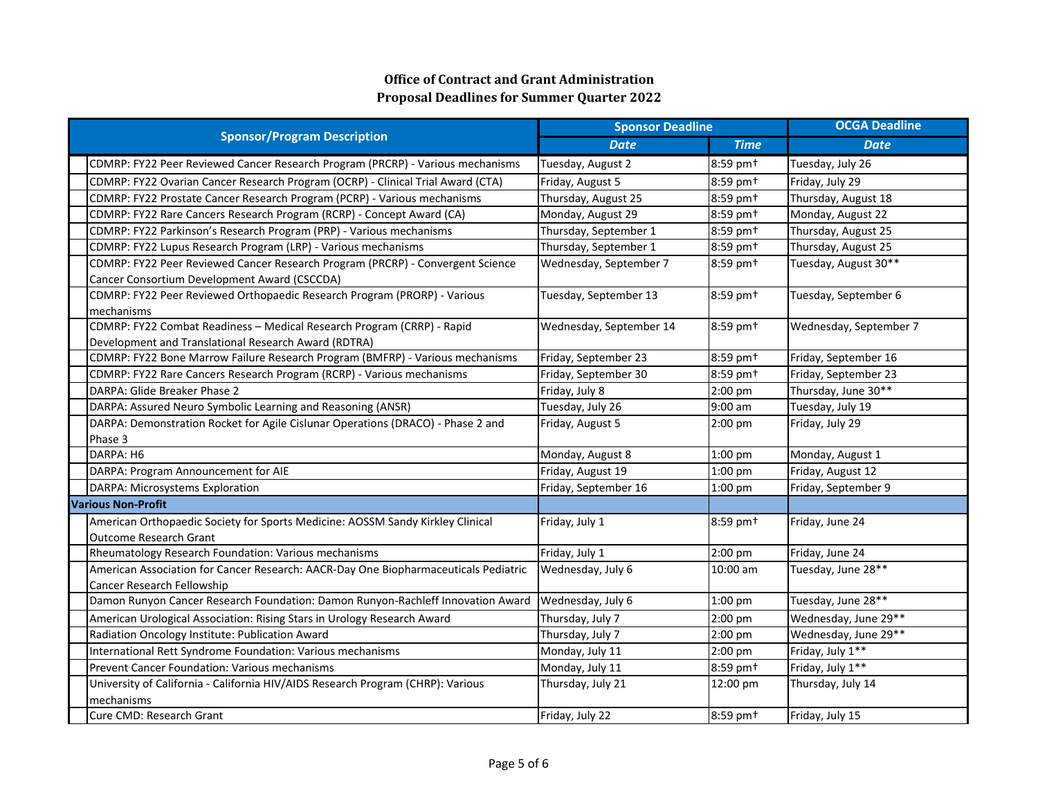## Office of Contract and Grant Administration
## Proposal Deadlines for Summer Quarter 2022

| Sponsor/Program Description | Sponsor Deadline | | OCGA Deadline |
|---|---|---|---|
| | *Date* | *Time* | *Date* |
| CDMRP: FY22 Peer Reviewed Cancer Research Program (PRCRP) - Various mechanisms | Tuesday, August 2 | 8:59 pm† | Tuesday, July 26 |
| CDMRP: FY22 Ovarian Cancer Research Program (OCRP) - Clinical Trial Award (CTA) | Friday, August 5 | 8:59 pm† | Friday, July 29 |
| CDMRP: FY22 Prostate Cancer Research Program (PCRP) - Various mechanisms | Thursday, August 25 | 8:59 pm† | Thursday, August 18 |
| CDMRP: FY22 Rare Cancers Research Program (RCRP) - Concept Award (CA) | Monday, August 29 | 8:59 pm† | Monday, August 22 |
| CDMRP: FY22 Parkinson's Research Program (PRP) - Various mechanisms | Thursday, September 1 | 8:59 pm† | Thursday, August 25 |
| CDMRP: FY22 Lupus Research Program (LRP) - Various mechanisms | Thursday, September 1 | 8:59 pm† | Thursday, August 25 |
| CDMRP: FY22 Peer Reviewed Cancer Research Program (PRCRP) - Convergent Science Cancer Consortium Development Award (CSCCDA) | Wednesday, September 7 | 8:59 pm† | Tuesday, August 30** |
| CDMRP: FY22 Peer Reviewed Orthopaedic Research Program (PRORP) - Various mechanisms | Tuesday, September 13 | 8:59 pm† | Tuesday, September 6 |
| CDMRP: FY22 Combat Readiness – Medical Research Program (CRRP) - Rapid Development and Translational Research Award (RDTRA) | Wednesday, September 14 | 8:59 pm† | Wednesday, September 7 |
| CDMRP: FY22 Bone Marrow Failure Research Program (BMFRP) - Various mechanisms | Friday, September 23 | 8:59 pm† | Friday, September 16 |
| CDMRP: FY22 Rare Cancers Research Program (RCRP) - Various mechanisms | Friday, September 30 | 8:59 pm† | Friday, September 23 |
| DARPA: Glide Breaker Phase 2 | Friday, July 8 | 2:00 pm | Thursday, June 30** |
| DARPA: Assured Neuro Symbolic Learning and Reasoning (ANSR) | Tuesday, July 26 | 9:00 am | Tuesday, July 19 |
| DARPA: Demonstration Rocket for Agile Cislunar Operations (DRACO) - Phase 2 and Phase 3 | Friday, August 5 | 2:00 pm | Friday, July 29 |
| DARPA: H6 | Monday, August 8 | 1:00 pm | Monday, August 1 |
| DARPA: Program Announcement for AIE | Friday, August 19 | 1:00 pm | Friday, August 12 |
| DARPA: Microsystems Exploration | Friday, September 16 | 1:00 pm | Friday, September 9 |
| **Various Non-Profit** | | | |
| American Orthopaedic Society for Sports Medicine: AOSSM Sandy Kirkley Clinical Outcome Research Grant | Friday, July 1 | 8:59 pm† | Friday, June 24 |
| Rheumatology Research Foundation: Various mechanisms | Friday, July 1 | 2:00 pm | Friday, June 24 |
| American Association for Cancer Research: AACR-Day One Biopharmaceuticals Pediatric Cancer Research Fellowship | Wednesday, July 6 | 10:00 am | Tuesday, June 28** |
| Damon Runyon Cancer Research Foundation: Damon Runyon-Rachleff Innovation Award | Wednesday, July 6 | 1:00 pm | Tuesday, June 28** |
| American Urological Association: Rising Stars in Urology Research Award | Thursday, July 7 | 2:00 pm | Wednesday, June 29** |
| Radiation Oncology Institute: Publication Award | Thursday, July 7 | 2:00 pm | Wednesday, June 29** |
| International Rett Syndrome Foundation: Various mechanisms | Monday, July 11 | 2:00 pm | Friday, July 1** |
| Prevent Cancer Foundation: Various mechanisms | Monday, July 11 | 8:59 pm† | Friday, July 1** |
| University of California - California HIV/AIDS Research Program (CHRP): Various mechanisms | Thursday, July 21 | 12:00 pm | Thursday, July 14 |
| Cure CMD: Research Grant | Friday, July 22 | 8:59 pm† | Friday, July 15 |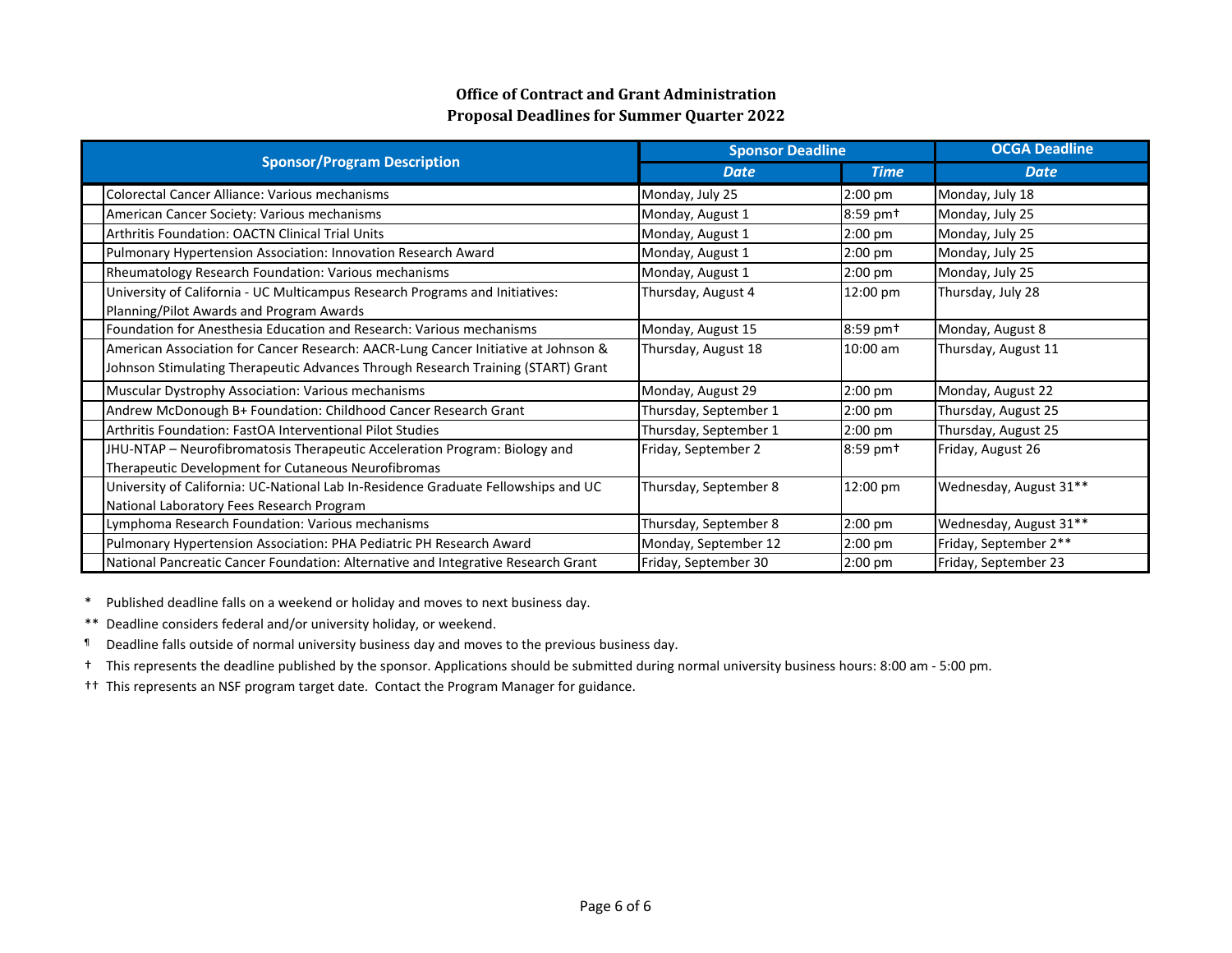**Office of Contract and Grant Administration**
**Proposal Deadlines for Summer Quarter 2022**

| Sponsor/Program Description | Sponsor Deadline | | OCGA Deadline |
|---|---|---|---|
| | *Date* | *Time* | *Date* |
| Colorectal Cancer Alliance: Various mechanisms | Monday, July 25 | 2:00 pm | Monday, July 18 |
| American Cancer Society: Various mechanisms | Monday, August 1 | 8:59 pm† | Monday, July 25 |
| Arthritis Foundation: OACTN Clinical Trial Units | Monday, August 1 | 2:00 pm | Monday, July 25 |
| Pulmonary Hypertension Association: Innovation Research Award | Monday, August 1 | 2:00 pm | Monday, July 25 |
| Rheumatology Research Foundation: Various mechanisms | Monday, August 1 | 2:00 pm | Monday, July 25 |
| University of California - UC Multicampus Research Programs and Initiatives: Planning/Pilot Awards and Program Awards | Thursday, August 4 | 12:00 pm | Thursday, July 28 |
| Foundation for Anesthesia Education and Research: Various mechanisms | Monday, August 15 | 8:59 pm† | Monday, August 8 |
| American Association for Cancer Research: AACR-Lung Cancer Initiative at Johnson & Johnson Stimulating Therapeutic Advances Through Research Training (START) Grant | Thursday, August 18 | 10:00 am | Thursday, August 11 |
| Muscular Dystrophy Association: Various mechanisms | Monday, August 29 | 2:00 pm | Monday, August 22 |
| Andrew McDonough B+ Foundation: Childhood Cancer Research Grant | Thursday, September 1 | 2:00 pm | Thursday, August 25 |
| Arthritis Foundation: FastOA Interventional Pilot Studies | Thursday, September 1 | 2:00 pm | Thursday, August 25 |
| JHU-NTAP – Neurofibromatosis Therapeutic Acceleration Program: Biology and Therapeutic Development for Cutaneous Neurofibromas | Friday, September 2 | 8:59 pm† | Friday, August 26 |
| University of California: UC-National Lab In-Residence Graduate Fellowships and UC National Laboratory Fees Research Program | Thursday, September 8 | 12:00 pm | Wednesday, August 31** |
| Lymphoma Research Foundation: Various mechanisms | Thursday, September 8 | 2:00 pm | Wednesday, August 31** |
| Pulmonary Hypertension Association: PHA Pediatric PH Research Award | Monday, September 12 | 2:00 pm | Friday, September 2** |
| National Pancreatic Cancer Foundation: Alternative and Integrative Research Grant | Friday, September 30 | 2:00 pm | Friday, September 23 |

\* Published deadline falls on a weekend or holiday and moves to next business day.

** Deadline considers federal and/or university holiday, or weekend.

¶ Deadline falls outside of normal university business day and moves to the previous business day.

† This represents the deadline published by the sponsor. Applications should be submitted during normal university business hours: 8:00 am - 5:00 pm.

†† This represents an NSF program target date. Contact the Program Manager for guidance.